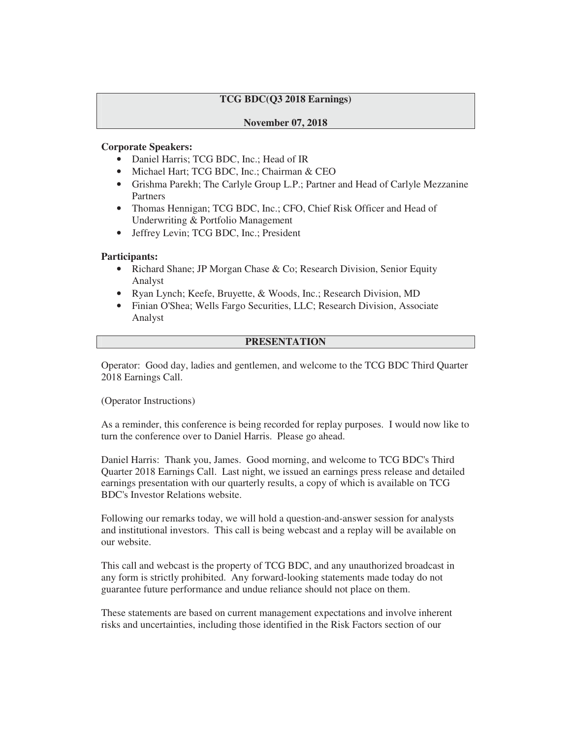**TCG BDC(Q3 2018 Earnings)**

**November 07, 2018**

**Corporate Speakers:**

- Daniel Harris; TCG BDC, Inc.; Head of IR
- Michael Hart; TCG BDC, Inc.; Chairman & CEO
- Grishma Parekh; The Carlyle Group L.P.; Partner and Head of Carlyle Mezzanine Partners
- Thomas Hennigan; TCG BDC, Inc.; CFO, Chief Risk Officer and Head of Underwriting & Portfolio Management
- Jeffrey Levin; TCG BDC, Inc.; President

**Participants:**

- Richard Shane; JP Morgan Chase & Co; Research Division, Senior Equity Analyst
- Ryan Lynch; Keefe, Bruyette, & Woods, Inc.; Research Division, MD
- Finian O'Shea; Wells Fargo Securities, LLC; Research Division, Associate Analyst

**PRESENTATION**

Operator: Good day, ladies and gentlemen, and welcome to the TCG BDC Third Quarter 2018 Earnings Call.

(Operator Instructions)

As a reminder, this conference is being recorded for replay purposes. I would now like to turn the conference over to Daniel Harris. Please go ahead.

Daniel Harris: Thank you, James. Good morning, and welcome to TCG BDC's Third Quarter 2018 Earnings Call. Last night, we issued an earnings press release and detailed earnings presentation with our quarterly results, a copy of which is available on TCG BDC's Investor Relations website.

Following our remarks today, we will hold a question-and-answer session for analysts and institutional investors. This call is being webcast and a replay will be available on our website.

This call and webcast is the property of TCG BDC, and any unauthorized broadcast in any form is strictly prohibited. Any forward-looking statements made today do not guarantee future performance and undue reliance should not place on them.

These statements are based on current management expectations and involve inherent risks and uncertainties, including those identified in the Risk Factors section of our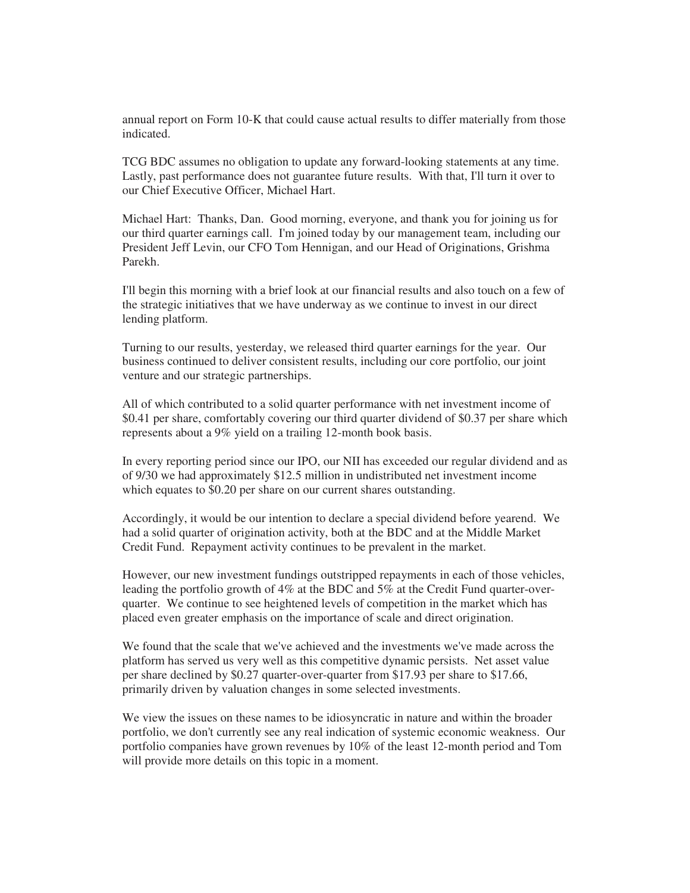annual report on Form 10-K that could cause actual results to differ materially from those indicated.

TCG BDC assumes no obligation to update any forward-looking statements at any time. Lastly, past performance does not guarantee future results. With that, I'll turn it over to our Chief Executive Officer, Michael Hart.

Michael Hart: Thanks, Dan. Good morning, everyone, and thank you for joining us for our third quarter earnings call. I'm joined today by our management team, including our President Jeff Levin, our CFO Tom Hennigan, and our Head of Originations, Grishma Parekh.

I'll begin this morning with a brief look at our financial results and also touch on a few of the strategic initiatives that we have underway as we continue to invest in our direct lending platform.

Turning to our results, yesterday, we released third quarter earnings for the year. Our business continued to deliver consistent results, including our core portfolio, our joint venture and our strategic partnerships.

All of which contributed to a solid quarter performance with net investment income of $0.41 per share, comfortably covering our third quarter dividend of $0.37 per share which represents about a 9% yield on a trailing 12-month book basis.

In every reporting period since our IPO, our NII has exceeded our regular dividend and as of 9/30 we had approximately $12.5 million in undistributed net investment income which equates to $0.20 per share on our current shares outstanding.

Accordingly, it would be our intention to declare a special dividend before yearend. We had a solid quarter of origination activity, both at the BDC and at the Middle Market Credit Fund. Repayment activity continues to be prevalent in the market.

However, our new investment fundings outstripped repayments in each of those vehicles, leading the portfolio growth of 4% at the BDC and 5% at the Credit Fund quarter-over-quarter. We continue to see heightened levels of competition in the market which has placed even greater emphasis on the importance of scale and direct origination.

We found that the scale that we've achieved and the investments we've made across the platform has served us very well as this competitive dynamic persists. Net asset value per share declined by $0.27 quarter-over-quarter from $17.93 per share to $17.66, primarily driven by valuation changes in some selected investments.

We view the issues on these names to be idiosyncratic in nature and within the broader portfolio, we don't currently see any real indication of systemic economic weakness. Our portfolio companies have grown revenues by 10% of the least 12-month period and Tom will provide more details on this topic in a moment.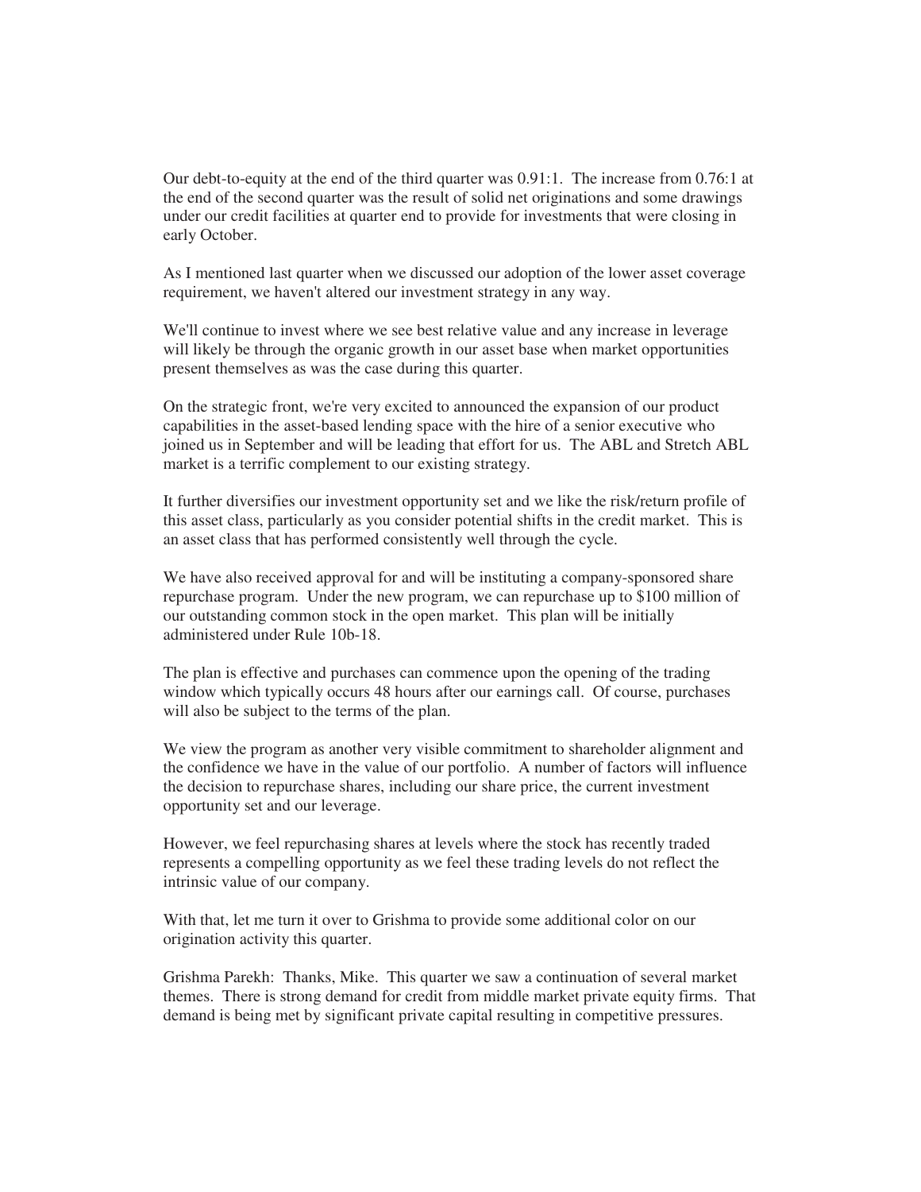Our debt-to-equity at the end of the third quarter was 0.91:1. The increase from 0.76:1 at the end of the second quarter was the result of solid net originations and some drawings under our credit facilities at quarter end to provide for investments that were closing in early October.

As I mentioned last quarter when we discussed our adoption of the lower asset coverage requirement, we haven't altered our investment strategy in any way.

We'll continue to invest where we see best relative value and any increase in leverage will likely be through the organic growth in our asset base when market opportunities present themselves as was the case during this quarter.

On the strategic front, we're very excited to announced the expansion of our product capabilities in the asset-based lending space with the hire of a senior executive who joined us in September and will be leading that effort for us. The ABL and Stretch ABL market is a terrific complement to our existing strategy.

It further diversifies our investment opportunity set and we like the risk/return profile of this asset class, particularly as you consider potential shifts in the credit market. This is an asset class that has performed consistently well through the cycle.

We have also received approval for and will be instituting a company-sponsored share repurchase program. Under the new program, we can repurchase up to $100 million of our outstanding common stock in the open market. This plan will be initially administered under Rule 10b-18.

The plan is effective and purchases can commence upon the opening of the trading window which typically occurs 48 hours after our earnings call. Of course, purchases will also be subject to the terms of the plan.

We view the program as another very visible commitment to shareholder alignment and the confidence we have in the value of our portfolio. A number of factors will influence the decision to repurchase shares, including our share price, the current investment opportunity set and our leverage.

However, we feel repurchasing shares at levels where the stock has recently traded represents a compelling opportunity as we feel these trading levels do not reflect the intrinsic value of our company.

With that, let me turn it over to Grishma to provide some additional color on our origination activity this quarter.

Grishma Parekh: Thanks, Mike. This quarter we saw a continuation of several market themes. There is strong demand for credit from middle market private equity firms. That demand is being met by significant private capital resulting in competitive pressures.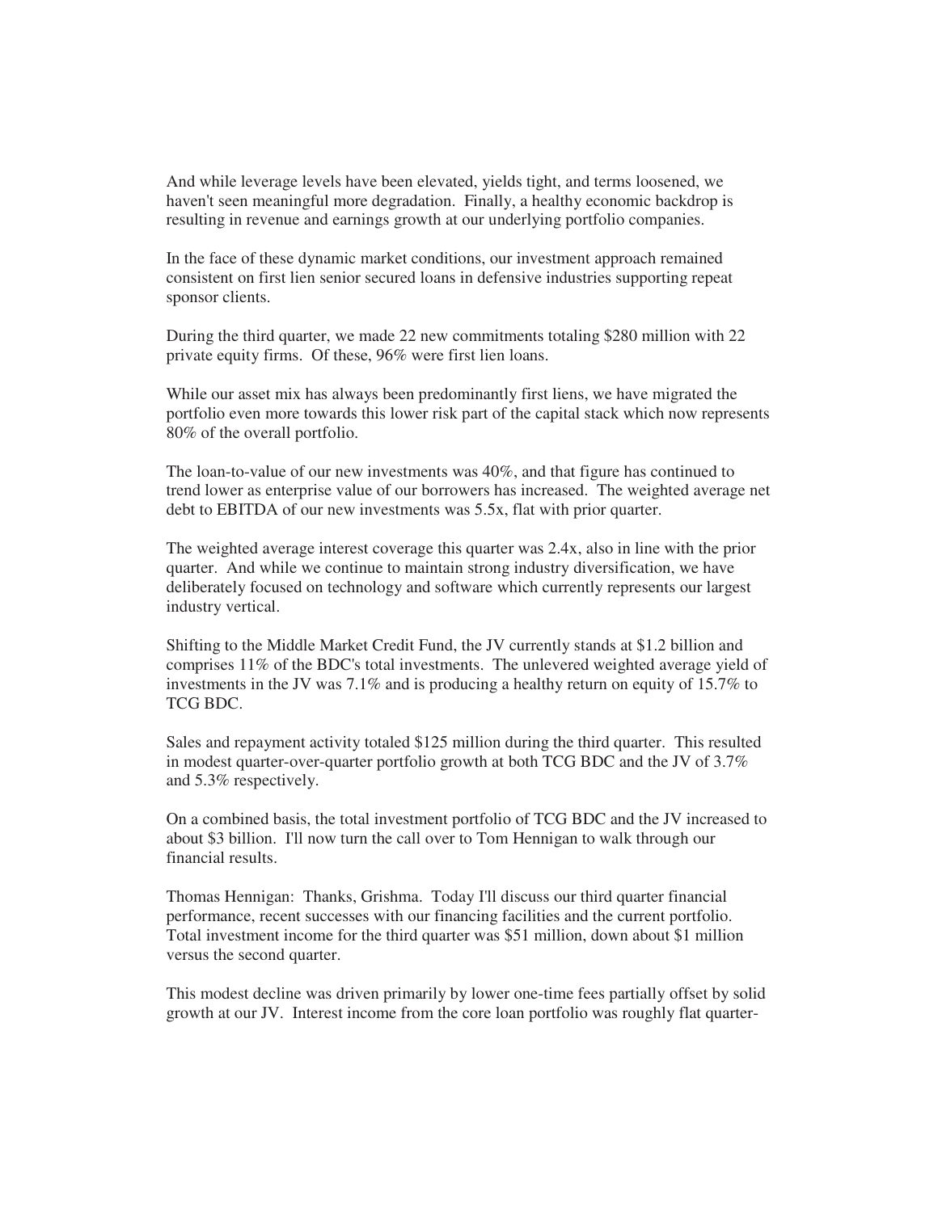And while leverage levels have been elevated, yields tight, and terms loosened, we haven't seen meaningful more degradation. Finally, a healthy economic backdrop is resulting in revenue and earnings growth at our underlying portfolio companies.

In the face of these dynamic market conditions, our investment approach remained consistent on first lien senior secured loans in defensive industries supporting repeat sponsor clients.

During the third quarter, we made 22 new commitments totaling $280 million with 22 private equity firms. Of these, 96% were first lien loans.

While our asset mix has always been predominantly first liens, we have migrated the portfolio even more towards this lower risk part of the capital stack which now represents 80% of the overall portfolio.

The loan-to-value of our new investments was 40%, and that figure has continued to trend lower as enterprise value of our borrowers has increased. The weighted average net debt to EBITDA of our new investments was 5.5x, flat with prior quarter.

The weighted average interest coverage this quarter was 2.4x, also in line with the prior quarter. And while we continue to maintain strong industry diversification, we have deliberately focused on technology and software which currently represents our largest industry vertical.

Shifting to the Middle Market Credit Fund, the JV currently stands at $1.2 billion and comprises 11% of the BDC's total investments. The unlevered weighted average yield of investments in the JV was 7.1% and is producing a healthy return on equity of 15.7% to TCG BDC.

Sales and repayment activity totaled $125 million during the third quarter. This resulted in modest quarter-over-quarter portfolio growth at both TCG BDC and the JV of 3.7% and 5.3% respectively.

On a combined basis, the total investment portfolio of TCG BDC and the JV increased to about $3 billion. I'll now turn the call over to Tom Hennigan to walk through our financial results.

Thomas Hennigan: Thanks, Grishma. Today I'll discuss our third quarter financial performance, recent successes with our financing facilities and the current portfolio. Total investment income for the third quarter was $51 million, down about $1 million versus the second quarter.

This modest decline was driven primarily by lower one-time fees partially offset by solid growth at our JV. Interest income from the core loan portfolio was roughly flat quarter-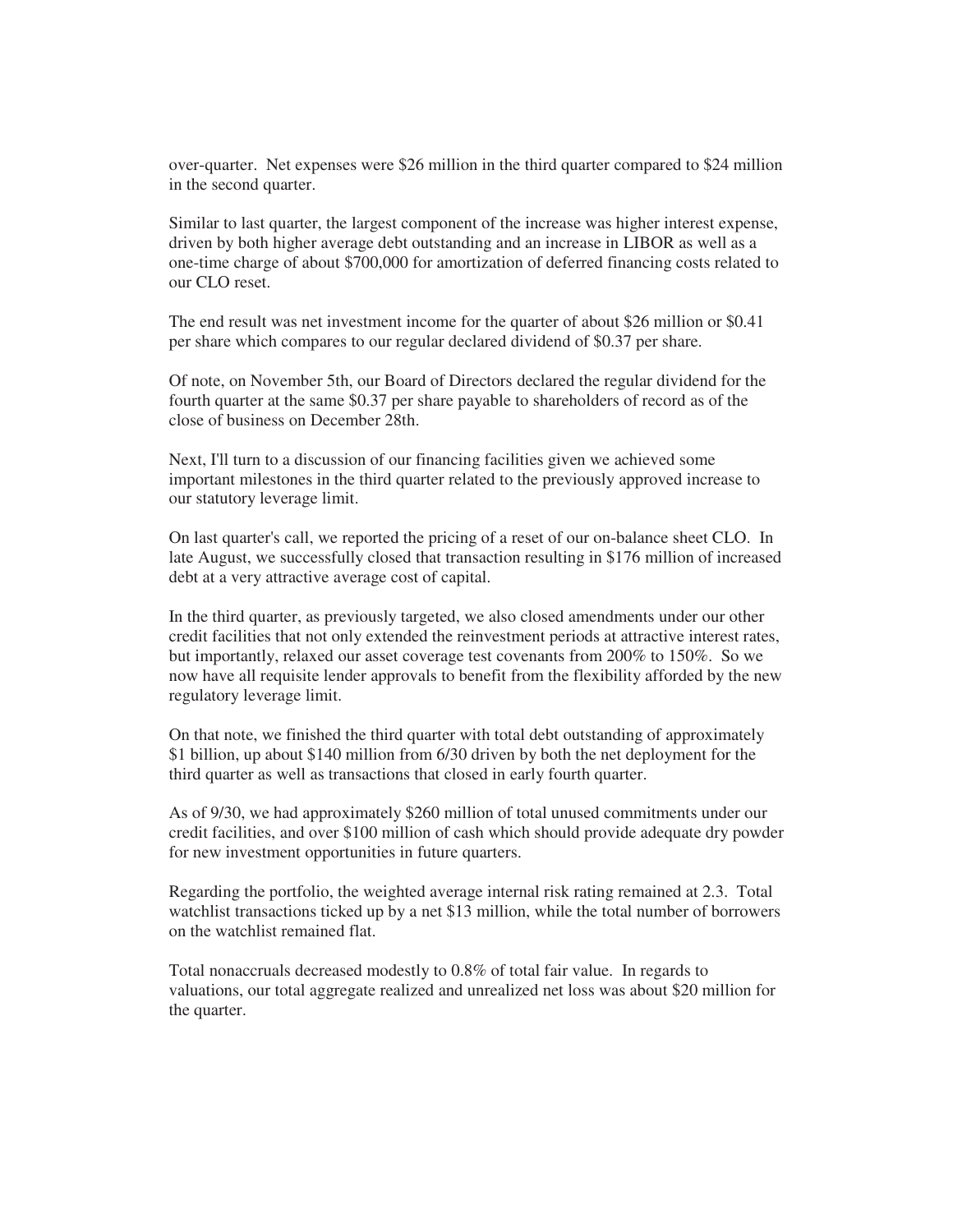over-quarter. Net expenses were $26 million in the third quarter compared to $24 million in the second quarter.

Similar to last quarter, the largest component of the increase was higher interest expense, driven by both higher average debt outstanding and an increase in LIBOR as well as a one-time charge of about $700,000 for amortization of deferred financing costs related to our CLO reset.

The end result was net investment income for the quarter of about $26 million or $0.41 per share which compares to our regular declared dividend of $0.37 per share.

Of note, on November 5th, our Board of Directors declared the regular dividend for the fourth quarter at the same $0.37 per share payable to shareholders of record as of the close of business on December 28th.

Next, I'll turn to a discussion of our financing facilities given we achieved some important milestones in the third quarter related to the previously approved increase to our statutory leverage limit.

On last quarter's call, we reported the pricing of a reset of our on-balance sheet CLO. In late August, we successfully closed that transaction resulting in $176 million of increased debt at a very attractive average cost of capital.

In the third quarter, as previously targeted, we also closed amendments under our other credit facilities that not only extended the reinvestment periods at attractive interest rates, but importantly, relaxed our asset coverage test covenants from 200% to 150%. So we now have all requisite lender approvals to benefit from the flexibility afforded by the new regulatory leverage limit.

On that note, we finished the third quarter with total debt outstanding of approximately $1 billion, up about $140 million from 6/30 driven by both the net deployment for the third quarter as well as transactions that closed in early fourth quarter.

As of 9/30, we had approximately $260 million of total unused commitments under our credit facilities, and over $100 million of cash which should provide adequate dry powder for new investment opportunities in future quarters.

Regarding the portfolio, the weighted average internal risk rating remained at 2.3. Total watchlist transactions ticked up by a net $13 million, while the total number of borrowers on the watchlist remained flat.

Total nonaccruals decreased modestly to 0.8% of total fair value. In regards to valuations, our total aggregate realized and unrealized net loss was about $20 million for the quarter.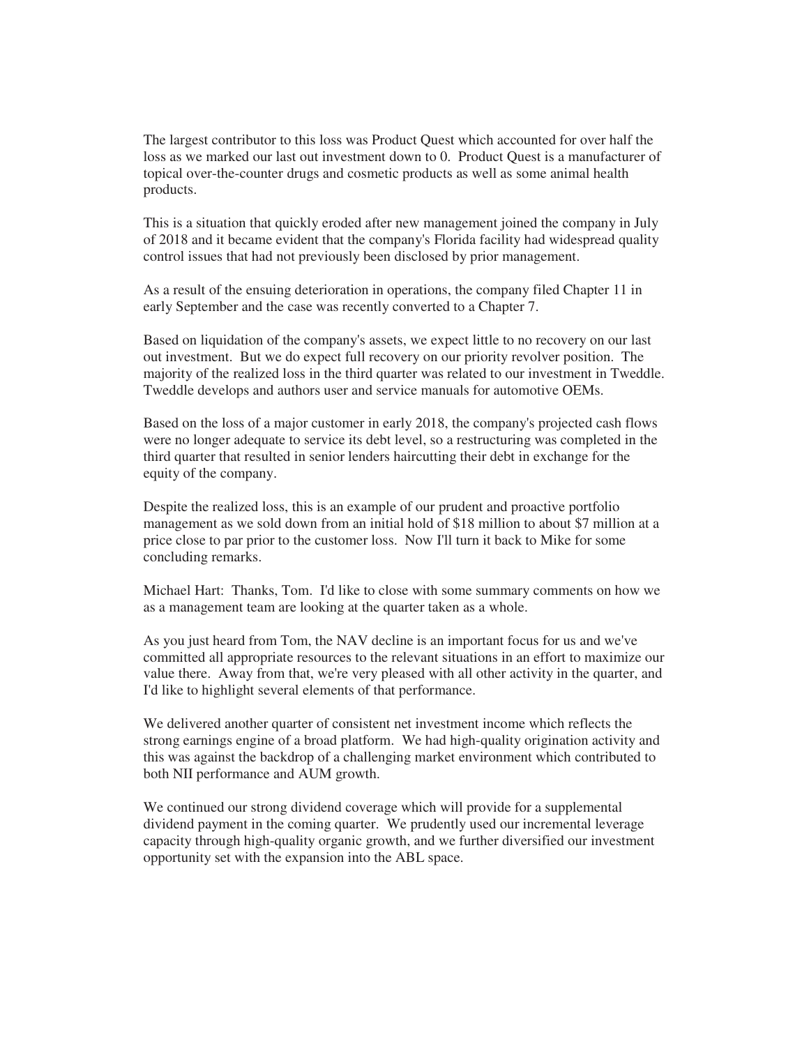The largest contributor to this loss was Product Quest which accounted for over half the loss as we marked our last out investment down to 0. Product Quest is a manufacturer of topical over-the-counter drugs and cosmetic products as well as some animal health products.

This is a situation that quickly eroded after new management joined the company in July of 2018 and it became evident that the company's Florida facility had widespread quality control issues that had not previously been disclosed by prior management.

As a result of the ensuing deterioration in operations, the company filed Chapter 11 in early September and the case was recently converted to a Chapter 7.

Based on liquidation of the company's assets, we expect little to no recovery on our last out investment. But we do expect full recovery on our priority revolver position. The majority of the realized loss in the third quarter was related to our investment in Tweddle. Tweddle develops and authors user and service manuals for automotive OEMs.

Based on the loss of a major customer in early 2018, the company's projected cash flows were no longer adequate to service its debt level, so a restructuring was completed in the third quarter that resulted in senior lenders haircutting their debt in exchange for the equity of the company.

Despite the realized loss, this is an example of our prudent and proactive portfolio management as we sold down from an initial hold of $18 million to about $7 million at a price close to par prior to the customer loss. Now I'll turn it back to Mike for some concluding remarks.

Michael Hart: Thanks, Tom. I'd like to close with some summary comments on how we as a management team are looking at the quarter taken as a whole.

As you just heard from Tom, the NAV decline is an important focus for us and we've committed all appropriate resources to the relevant situations in an effort to maximize our value there. Away from that, we're very pleased with all other activity in the quarter, and I'd like to highlight several elements of that performance.

We delivered another quarter of consistent net investment income which reflects the strong earnings engine of a broad platform. We had high-quality origination activity and this was against the backdrop of a challenging market environment which contributed to both NII performance and AUM growth.

We continued our strong dividend coverage which will provide for a supplemental dividend payment in the coming quarter. We prudently used our incremental leverage capacity through high-quality organic growth, and we further diversified our investment opportunity set with the expansion into the ABL space.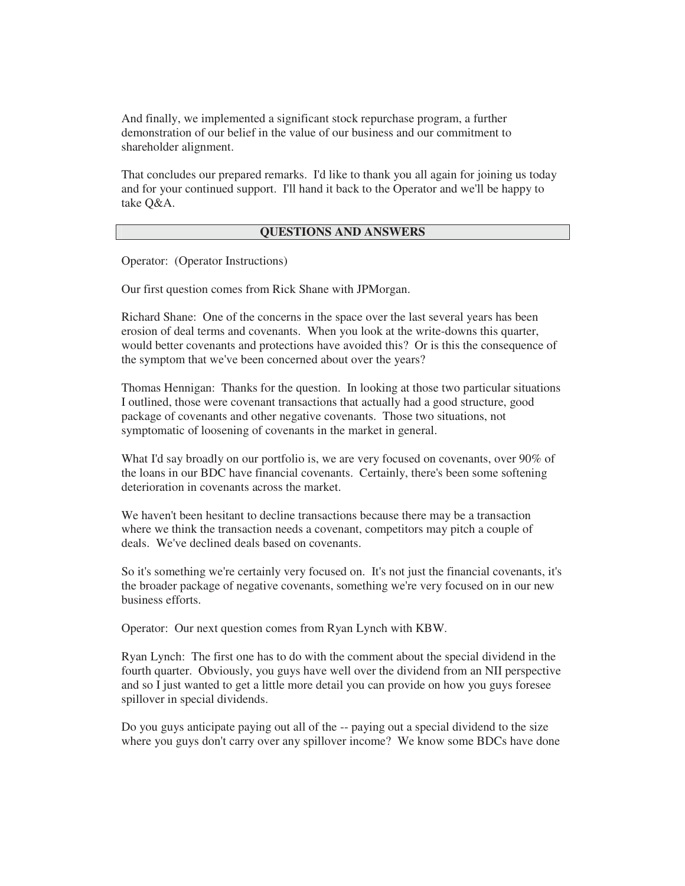And finally, we implemented a significant stock repurchase program, a further demonstration of our belief in the value of our business and our commitment to shareholder alignment.

That concludes our prepared remarks. I'd like to thank you all again for joining us today and for your continued support. I'll hand it back to the Operator and we'll be happy to take Q&A.

## QUESTIONS AND ANSWERS

Operator: (Operator Instructions)

Our first question comes from Rick Shane with JPMorgan.

Richard Shane: One of the concerns in the space over the last several years has been erosion of deal terms and covenants. When you look at the write-downs this quarter, would better covenants and protections have avoided this? Or is this the consequence of the symptom that we've been concerned about over the years?

Thomas Hennigan: Thanks for the question. In looking at those two particular situations I outlined, those were covenant transactions that actually had a good structure, good package of covenants and other negative covenants. Those two situations, not symptomatic of loosening of covenants in the market in general.

What I'd say broadly on our portfolio is, we are very focused on covenants, over 90% of the loans in our BDC have financial covenants. Certainly, there's been some softening deterioration in covenants across the market.

We haven't been hesitant to decline transactions because there may be a transaction where we think the transaction needs a covenant, competitors may pitch a couple of deals. We've declined deals based on covenants.

So it's something we're certainly very focused on. It's not just the financial covenants, it's the broader package of negative covenants, something we're very focused on in our new business efforts.

Operator: Our next question comes from Ryan Lynch with KBW.

Ryan Lynch: The first one has to do with the comment about the special dividend in the fourth quarter. Obviously, you guys have well over the dividend from an NII perspective and so I just wanted to get a little more detail you can provide on how you guys foresee spillover in special dividends.

Do you guys anticipate paying out all of the -- paying out a special dividend to the size where you guys don't carry over any spillover income? We know some BDCs have done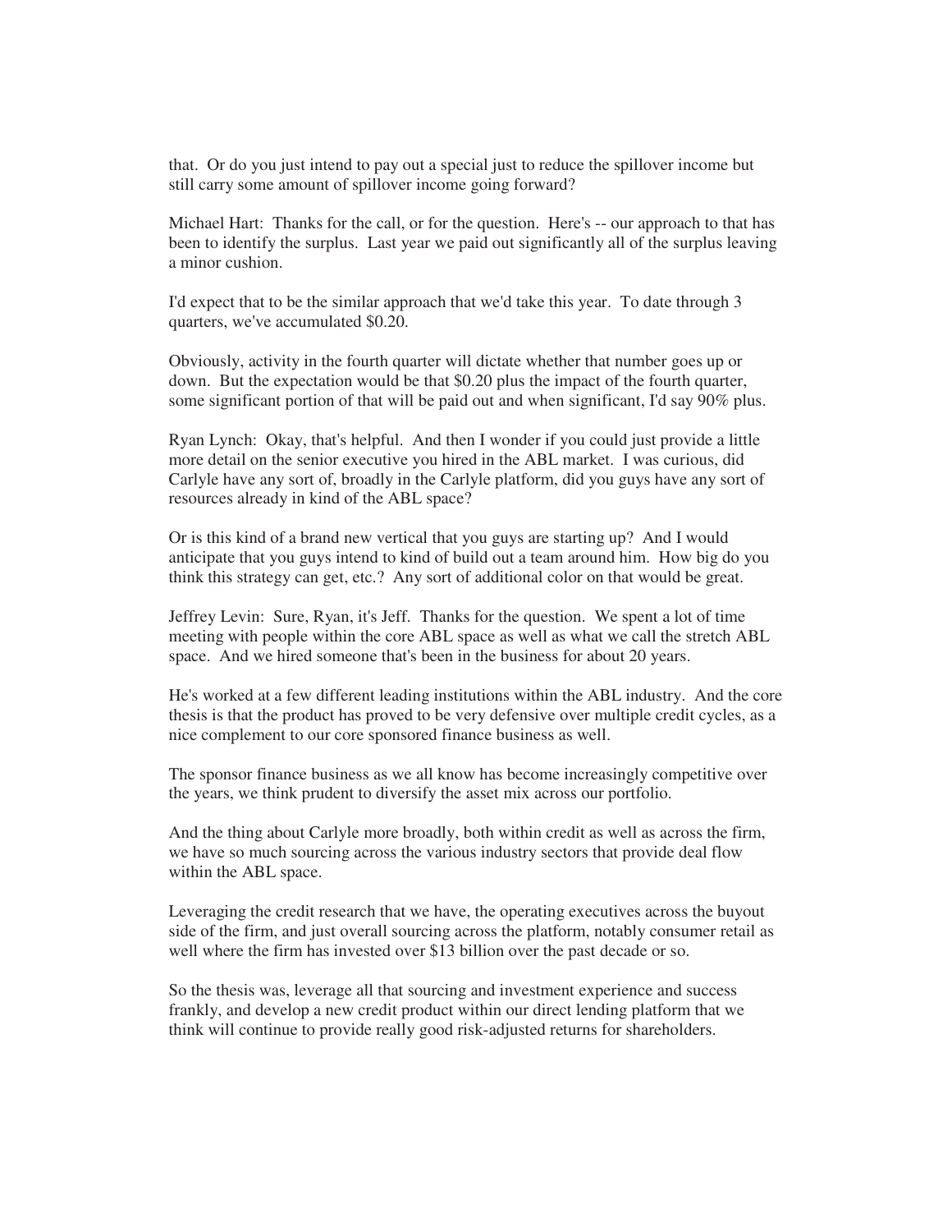that. Or do you just intend to pay out a special just to reduce the spillover income but still carry some amount of spillover income going forward?

Michael Hart: Thanks for the call, or for the question. Here's -- our approach to that has been to identify the surplus. Last year we paid out significantly all of the surplus leaving a minor cushion.

I'd expect that to be the similar approach that we'd take this year. To date through 3 quarters, we've accumulated $0.20.

Obviously, activity in the fourth quarter will dictate whether that number goes up or down. But the expectation would be that $0.20 plus the impact of the fourth quarter, some significant portion of that will be paid out and when significant, I'd say 90% plus.

Ryan Lynch: Okay, that's helpful. And then I wonder if you could just provide a little more detail on the senior executive you hired in the ABL market. I was curious, did Carlyle have any sort of, broadly in the Carlyle platform, did you guys have any sort of resources already in kind of the ABL space?

Or is this kind of a brand new vertical that you guys are starting up? And I would anticipate that you guys intend to kind of build out a team around him. How big do you think this strategy can get, etc.? Any sort of additional color on that would be great.

Jeffrey Levin: Sure, Ryan, it's Jeff. Thanks for the question. We spent a lot of time meeting with people within the core ABL space as well as what we call the stretch ABL space. And we hired someone that's been in the business for about 20 years.

He's worked at a few different leading institutions within the ABL industry. And the core thesis is that the product has proved to be very defensive over multiple credit cycles, as a nice complement to our core sponsored finance business as well.

The sponsor finance business as we all know has become increasingly competitive over the years, we think prudent to diversify the asset mix across our portfolio.

And the thing about Carlyle more broadly, both within credit as well as across the firm, we have so much sourcing across the various industry sectors that provide deal flow within the ABL space.

Leveraging the credit research that we have, the operating executives across the buyout side of the firm, and just overall sourcing across the platform, notably consumer retail as well where the firm has invested over $13 billion over the past decade or so.

So the thesis was, leverage all that sourcing and investment experience and success frankly, and develop a new credit product within our direct lending platform that we think will continue to provide really good risk-adjusted returns for shareholders.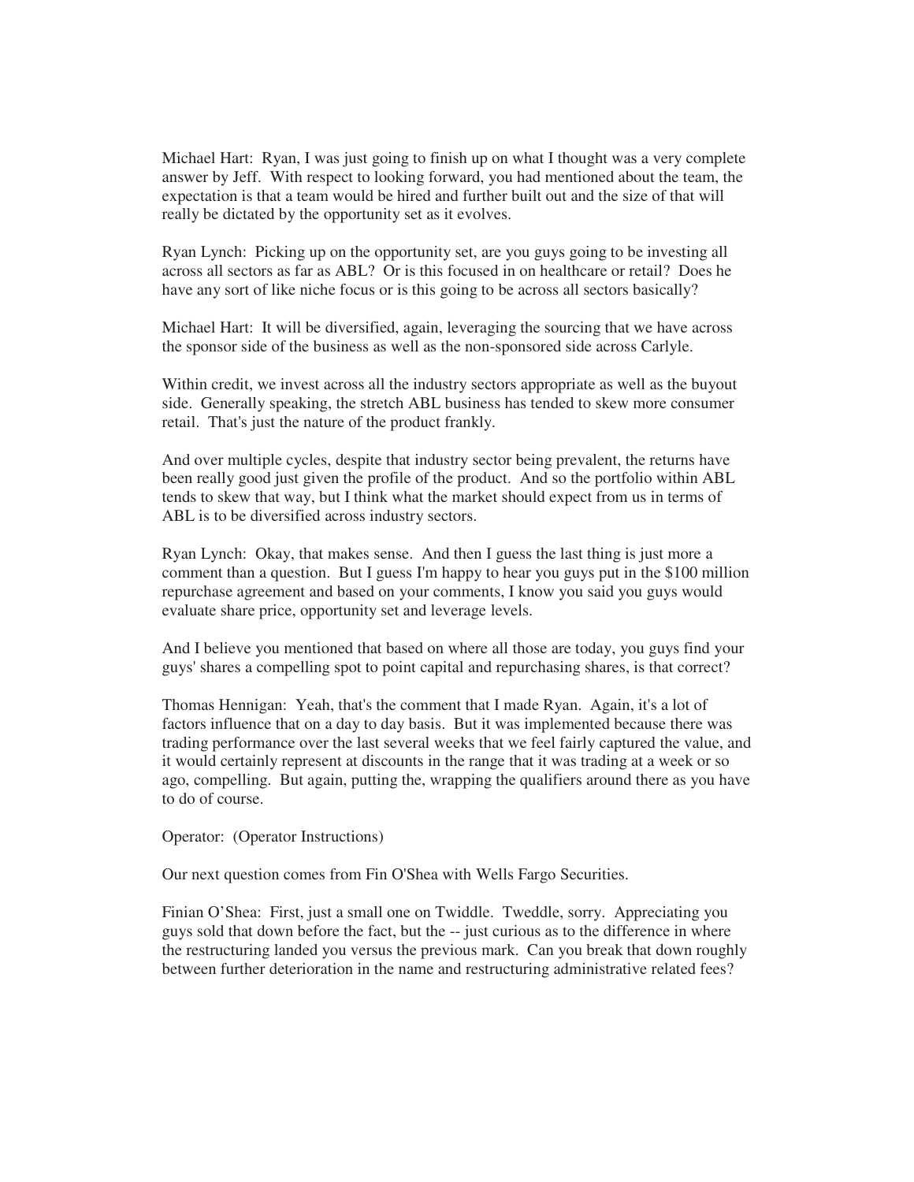Michael Hart: Ryan, I was just going to finish up on what I thought was a very complete answer by Jeff. With respect to looking forward, you had mentioned about the team, the expectation is that a team would be hired and further built out and the size of that will really be dictated by the opportunity set as it evolves.

Ryan Lynch: Picking up on the opportunity set, are you guys going to be investing all across all sectors as far as ABL? Or is this focused in on healthcare or retail? Does he have any sort of like niche focus or is this going to be across all sectors basically?

Michael Hart: It will be diversified, again, leveraging the sourcing that we have across the sponsor side of the business as well as the non-sponsored side across Carlyle.

Within credit, we invest across all the industry sectors appropriate as well as the buyout side. Generally speaking, the stretch ABL business has tended to skew more consumer retail. That's just the nature of the product frankly.

And over multiple cycles, despite that industry sector being prevalent, the returns have been really good just given the profile of the product. And so the portfolio within ABL tends to skew that way, but I think what the market should expect from us in terms of ABL is to be diversified across industry sectors.

Ryan Lynch: Okay, that makes sense. And then I guess the last thing is just more a comment than a question. But I guess I'm happy to hear you guys put in the $100 million repurchase agreement and based on your comments, I know you said you guys would evaluate share price, opportunity set and leverage levels.

And I believe you mentioned that based on where all those are today, you guys find your guys' shares a compelling spot to point capital and repurchasing shares, is that correct?

Thomas Hennigan: Yeah, that's the comment that I made Ryan. Again, it's a lot of factors influence that on a day to day basis. But it was implemented because there was trading performance over the last several weeks that we feel fairly captured the value, and it would certainly represent at discounts in the range that it was trading at a week or so ago, compelling. But again, putting the, wrapping the qualifiers around there as you have to do of course.

Operator: (Operator Instructions)

Our next question comes from Fin O'Shea with Wells Fargo Securities.

Finian O'Shea: First, just a small one on Twiddle. Tweddle, sorry. Appreciating you guys sold that down before the fact, but the -- just curious as to the difference in where the restructuring landed you versus the previous mark. Can you break that down roughly between further deterioration in the name and restructuring administrative related fees?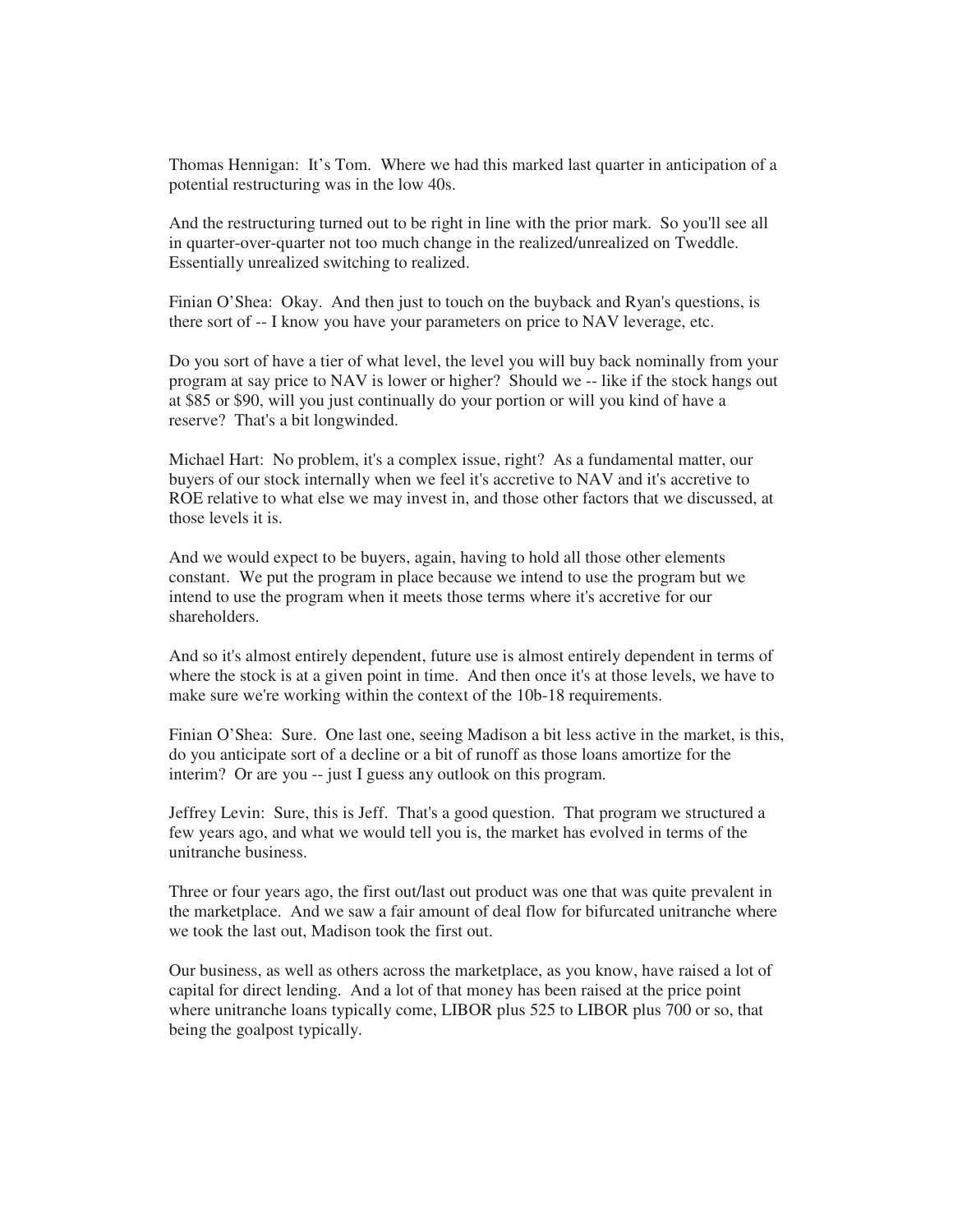Thomas Hennigan: It's Tom. Where we had this marked last quarter in anticipation of a potential restructuring was in the low 40s.

And the restructuring turned out to be right in line with the prior mark. So you'll see all in quarter-over-quarter not too much change in the realized/unrealized on Tweddle. Essentially unrealized switching to realized.

Finian O'Shea: Okay. And then just to touch on the buyback and Ryan's questions, is there sort of -- I know you have your parameters on price to NAV leverage, etc.

Do you sort of have a tier of what level, the level you will buy back nominally from your program at say price to NAV is lower or higher? Should we -- like if the stock hangs out at $85 or $90, will you just continually do your portion or will you kind of have a reserve? That's a bit longwinded.

Michael Hart: No problem, it's a complex issue, right? As a fundamental matter, our buyers of our stock internally when we feel it's accretive to NAV and it's accretive to ROE relative to what else we may invest in, and those other factors that we discussed, at those levels it is.

And we would expect to be buyers, again, having to hold all those other elements constant. We put the program in place because we intend to use the program but we intend to use the program when it meets those terms where it's accretive for our shareholders.

And so it's almost entirely dependent, future use is almost entirely dependent in terms of where the stock is at a given point in time. And then once it's at those levels, we have to make sure we're working within the context of the 10b-18 requirements.

Finian O'Shea: Sure. One last one, seeing Madison a bit less active in the market, is this, do you anticipate sort of a decline or a bit of runoff as those loans amortize for the interim? Or are you -- just I guess any outlook on this program.

Jeffrey Levin: Sure, this is Jeff. That's a good question. That program we structured a few years ago, and what we would tell you is, the market has evolved in terms of the unitranche business.

Three or four years ago, the first out/last out product was one that was quite prevalent in the marketplace. And we saw a fair amount of deal flow for bifurcated unitranche where we took the last out, Madison took the first out.

Our business, as well as others across the marketplace, as you know, have raised a lot of capital for direct lending. And a lot of that money has been raised at the price point where unitranche loans typically come, LIBOR plus 525 to LIBOR plus 700 or so, that being the goalpost typically.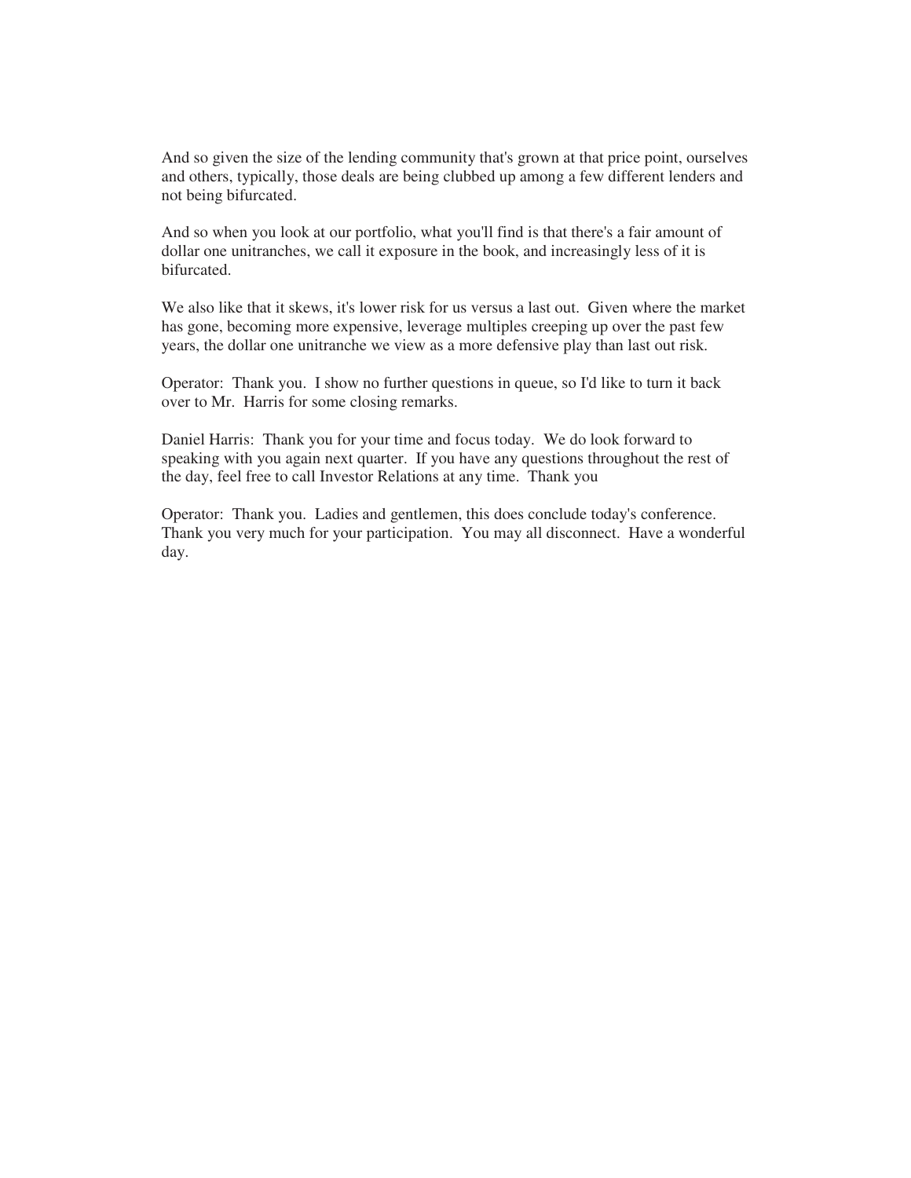And so given the size of the lending community that's grown at that price point, ourselves and others, typically, those deals are being clubbed up among a few different lenders and not being bifurcated.

And so when you look at our portfolio, what you'll find is that there's a fair amount of dollar one unitranches, we call it exposure in the book, and increasingly less of it is bifurcated.

We also like that it skews, it's lower risk for us versus a last out. Given where the market has gone, becoming more expensive, leverage multiples creeping up over the past few years, the dollar one unitranche we view as a more defensive play than last out risk.

Operator: Thank you. I show no further questions in queue, so I'd like to turn it back over to Mr. Harris for some closing remarks.

Daniel Harris: Thank you for your time and focus today. We do look forward to speaking with you again next quarter. If you have any questions throughout the rest of the day, feel free to call Investor Relations at any time. Thank you

Operator: Thank you. Ladies and gentlemen, this does conclude today's conference. Thank you very much for your participation. You may all disconnect. Have a wonderful day.